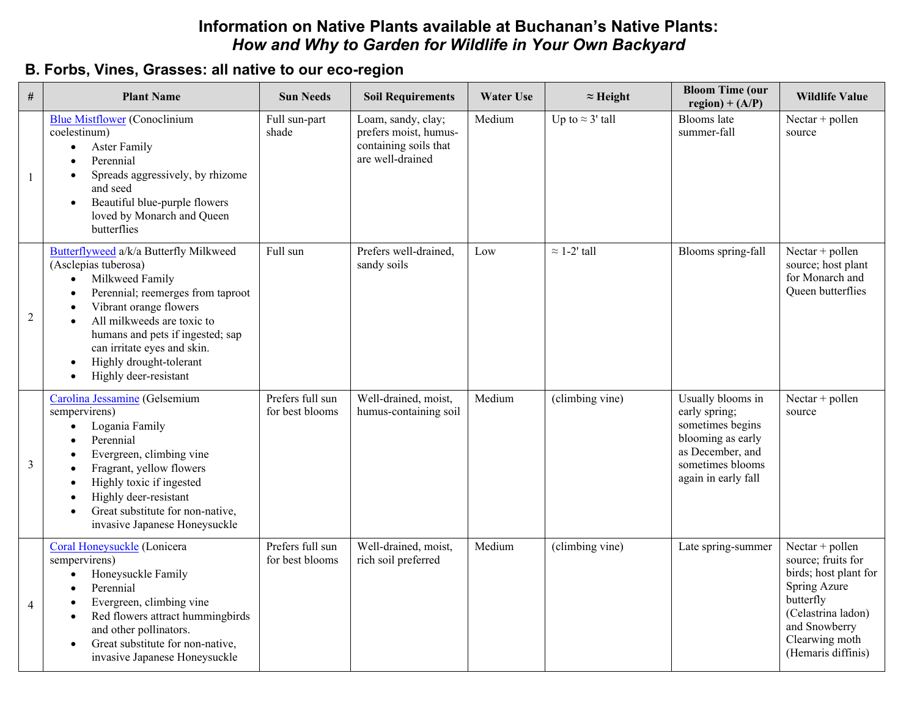# Information on Native Plants available at Buchanan's Native Plants:
## *How and Why to Garden for Wildlife in Your Own Backyard*

## B. Forbs, Vines, Grasses: all native to our eco-region

| # | Plant Name | Sun Needs | Soil Requirements | Water Use | ≈ Height | Bloom Time (our region) + (A/P) | Wildlife Value |
|---|---|---|---|---|---|---|---|
| 1 | Blue Mistflower (Conoclinium coelestinum)<br>• Aster Family<br>• Perennial<br>• Spreads aggressively, by rhizome and seed<br>• Beautiful blue-purple flowers loved by Monarch and Queen butterflies | Full sun-part shade | Loam, sandy, clay; prefers moist, humus-containing soils that are well-drained | Medium | Up to ≈ 3' tall | Blooms late summer-fall | Nectar + pollen source |
| 2 | Butterflyweed a/k/a Butterfly Milkweed (Asclepias tuberosa)<br>• Milkweed Family<br>• Perennial; reemerges from taproot<br>• Vibrant orange flowers<br>• All milkweeds are toxic to humans and pets if ingested; sap can irritate eyes and skin.<br>• Highly drought-tolerant<br>• Highly deer-resistant | Full sun | Prefers well-drained, sandy soils | Low | ≈ 1-2' tall | Blooms spring-fall | Nectar + pollen source; host plant for Monarch and Queen butterflies |
| 3 | Carolina Jessamine (Gelsemium sempervirens)<br>• Logania Family<br>• Perennial<br>• Evergreen, climbing vine<br>• Fragrant, yellow flowers<br>• Highly toxic if ingested<br>• Highly deer-resistant<br>• Great substitute for non-native, invasive Japanese Honeysuckle | Prefers full sun for best blooms | Well-drained, moist, humus-containing soil | Medium | (climbing vine) | Usually blooms in early spring; sometimes begins blooming as early as December, and sometimes blooms again in early fall | Nectar + pollen source |
| 4 | Coral Honeysuckle (Lonicera sempervirens)<br>• Honeysuckle Family<br>• Perennial<br>• Evergreen, climbing vine<br>• Red flowers attract hummingbirds and other pollinators.<br>• Great substitute for non-native, invasive Japanese Honeysuckle | Prefers full sun for best blooms | Well-drained, moist, rich soil preferred | Medium | (climbing vine) | Late spring-summer | Nectar + pollen source; fruits for birds; host plant for Spring Azure butterfly (Celastrina ladon) and Snowberry Clearwing moth (Hemaris diffinis) |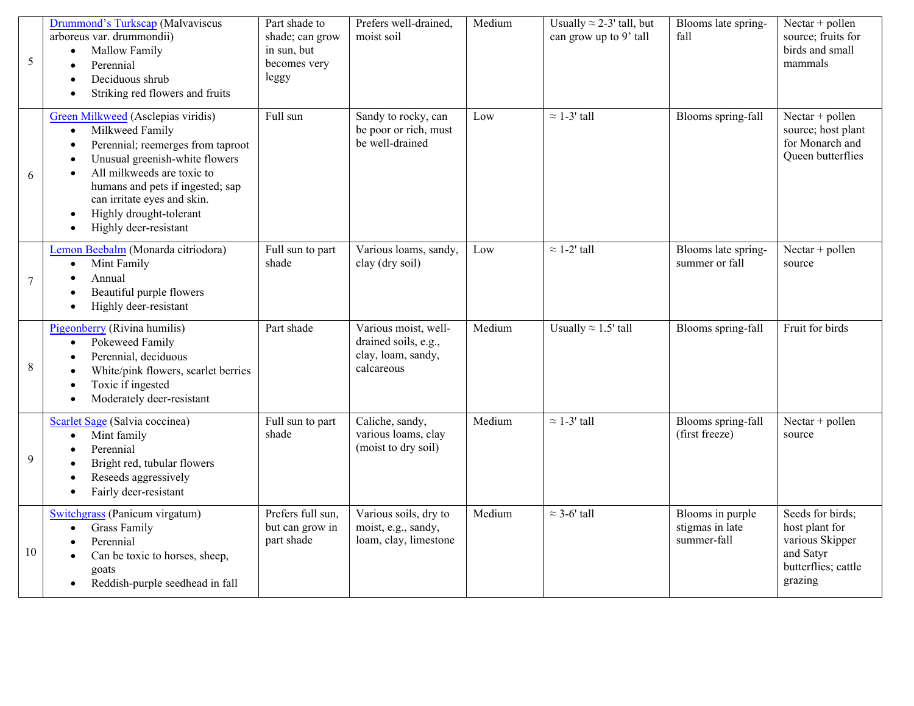| 5 | [Drummond's Turkscap] (Malvaviscus arboreus var. drummondii)<br>• Mallow Family<br>• Perennial<br>• Deciduous shrub<br>• Striking red flowers and fruits | Part shade to shade; can grow in sun, but becomes very leggy | Prefers well-drained, moist soil | Medium | Usually ≈ 2-3' tall, but can grow up to 9' tall | Blooms late spring-fall | Nectar + pollen source; fruits for birds and small mammals |
|---|---|---|---|---|---|---|---|
| 6 | [Green Milkweed] (Asclepias viridis)<br>• Milkweed Family<br>• Perennial; reemerges from taproot<br>• Unusual greenish-white flowers<br>• All milkweeds are toxic to humans and pets if ingested; sap can irritate eyes and skin.<br>• Highly drought-tolerant<br>• Highly deer-resistant | Full sun | Sandy to rocky, can be poor or rich, must be well-drained | Low | ≈ 1-3' tall | Blooms spring-fall | Nectar + pollen source; host plant for Monarch and Queen butterflies |
| 7 | [Lemon Beebalm] (Monarda citriodora)<br>• Mint Family<br>• Annual<br>• Beautiful purple flowers<br>• Highly deer-resistant | Full sun to part shade | Various loams, sandy, clay (dry soil) | Low | ≈ 1-2' tall | Blooms late spring-summer or fall | Nectar + pollen source |
| 8 | [Pigeonberry] (Rivina humilis)<br>• Pokeweed Family<br>• Perennial, deciduous<br>• White/pink flowers, scarlet berries<br>• Toxic if ingested<br>• Moderately deer-resistant | Part shade | Various moist, well-drained soils, e.g., clay, loam, sandy, calcareous | Medium | Usually ≈ 1.5' tall | Blooms spring-fall | Fruit for birds |
| 9 | [Scarlet Sage] (Salvia coccinea)<br>• Mint family<br>• Perennial<br>• Bright red, tubular flowers<br>• Reseeds aggressively<br>• Fairly deer-resistant | Full sun to part shade | Caliche, sandy, various loams, clay (moist to dry soil) | Medium | ≈ 1-3' tall | Blooms spring-fall (first freeze) | Nectar + pollen source |
| 10 | [Switchgrass] (Panicum virgatum)<br>• Grass Family<br>• Perennial<br>• Can be toxic to horses, sheep, goats<br>• Reddish-purple seedhead in fall | Prefers full sun, but can grow in part shade | Various soils, dry to moist, e.g., sandy, loam, clay, limestone | Medium | ≈ 3-6' tall | Blooms in purple stigmas in late summer-fall | Seeds for birds; host plant for various Skipper and Satyr butterflies; cattle grazing |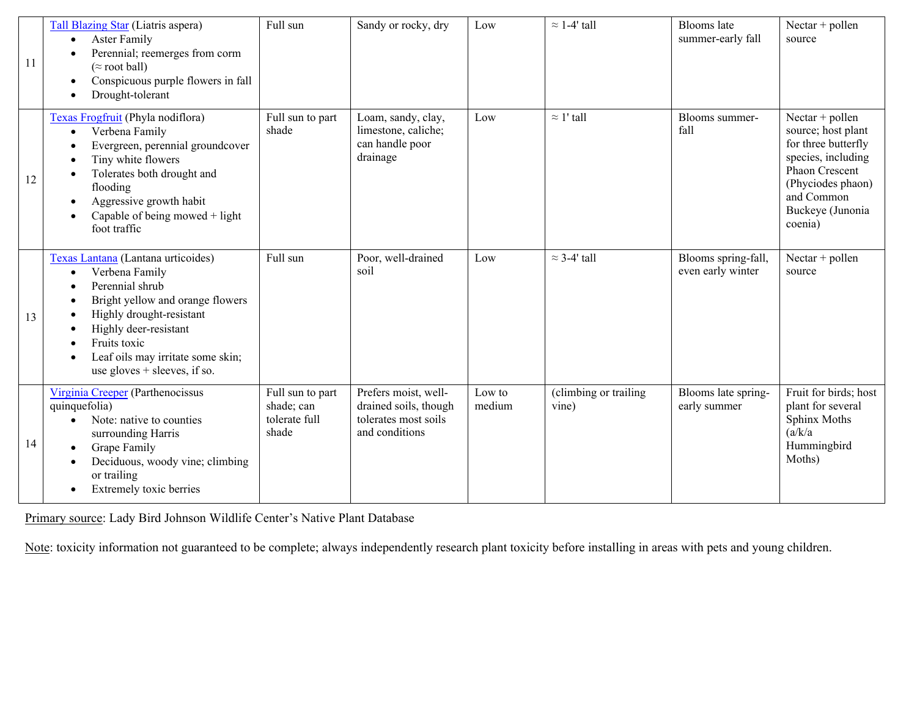| | | | | | | | |
|---|---|---|---|---|---|---|---|
| 11 | Tall Blazing Star (Liatris aspera)<br>• Aster Family<br>• Perennial; reemerges from corm (≈ root ball)<br>• Conspicuous purple flowers in fall<br>• Drought-tolerant | Full sun | Sandy or rocky, dry | Low | ≈ 1-4' tall | Blooms late summer-early fall | Nectar + pollen source |
| 12 | Texas Frogfruit (Phyla nodiflora)<br>• Verbena Family<br>• Evergreen, perennial groundcover<br>• Tiny white flowers<br>• Tolerates both drought and flooding<br>• Aggressive growth habit<br>• Capable of being mowed + light foot traffic | Full sun to part shade | Loam, sandy, clay, limestone, caliche; can handle poor drainage | Low | ≈ 1' tall | Blooms summer-fall | Nectar + pollen source; host plant for three butterfly species, including Phaon Crescent (Phyciodes phaon) and Common Buckeye (Junonia coenia) |
| 13 | Texas Lantana (Lantana urticoides)<br>• Verbena Family<br>• Perennial shrub<br>• Bright yellow and orange flowers<br>• Highly drought-resistant<br>• Highly deer-resistant<br>• Fruits toxic<br>• Leaf oils may irritate some skin; use gloves + sleeves, if so. | Full sun | Poor, well-drained soil | Low | ≈ 3-4' tall | Blooms spring-fall, even early winter | Nectar + pollen source |
| 14 | Virginia Creeper (Parthenocissus quinquefolia)<br>• Note: native to counties surrounding Harris<br>• Grape Family<br>• Deciduous, woody vine; climbing or trailing<br>• Extremely toxic berries | Full sun to part shade; can tolerate full shade | Prefers moist, well-drained soils, though tolerates most soils and conditions | Low to medium | (climbing or trailing vine) | Blooms late spring-early summer | Fruit for birds; host plant for several Sphinx Moths (a/k/a Hummingbird Moths) |

Primary source: Lady Bird Johnson Wildlife Center's Native Plant Database

Note: toxicity information not guaranteed to be complete; always independently research plant toxicity before installing in areas with pets and young children.